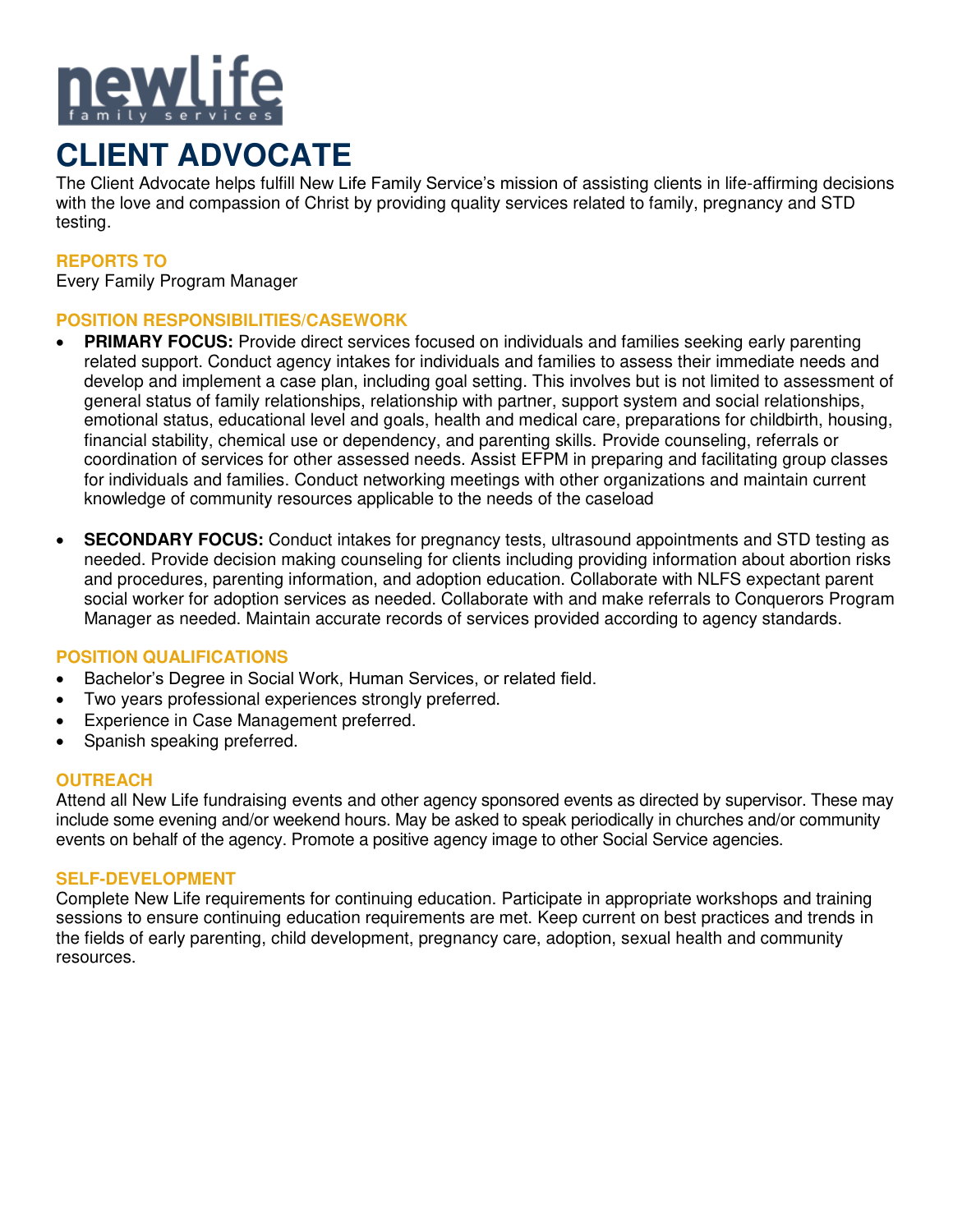newlife
family services

# CLIENT ADVOCATE

The Client Advocate helps fulfill New Life Family Service's mission of assisting clients in life-affirming decisions with the love and compassion of Christ by providing quality services related to family, pregnancy and STD testing.

## REPORTS TO

Every Family Program Manager

## POSITION RESPONSIBILITIES/CASEWORK

- **PRIMARY FOCUS:** Provide direct services focused on individuals and families seeking early parenting related support. Conduct agency intakes for individuals and families to assess their immediate needs and develop and implement a case plan, including goal setting. This involves but is not limited to assessment of general status of family relationships, relationship with partner, support system and social relationships, emotional status, educational level and goals, health and medical care, preparations for childbirth, housing, financial stability, chemical use or dependency, and parenting skills. Provide counseling, referrals or coordination of services for other assessed needs. Assist EFPM in preparing and facilitating group classes for individuals and families. Conduct networking meetings with other organizations and maintain current knowledge of community resources applicable to the needs of the caseload

- **SECONDARY FOCUS:** Conduct intakes for pregnancy tests, ultrasound appointments and STD testing as needed. Provide decision making counseling for clients including providing information about abortion risks and procedures, parenting information, and adoption education. Collaborate with NLFS expectant parent social worker for adoption services as needed. Collaborate with and make referrals to Conquerors Program Manager as needed. Maintain accurate records of services provided according to agency standards.

## POSITION QUALIFICATIONS

- Bachelor's Degree in Social Work, Human Services, or related field.
- Two years professional experiences strongly preferred.
- Experience in Case Management preferred.
- Spanish speaking preferred.

## OUTREACH

Attend all New Life fundraising events and other agency sponsored events as directed by supervisor. These may include some evening and/or weekend hours. May be asked to speak periodically in churches and/or community events on behalf of the agency. Promote a positive agency image to other Social Service agencies.

## SELF-DEVELOPMENT

Complete New Life requirements for continuing education. Participate in appropriate workshops and training sessions to ensure continuing education requirements are met. Keep current on best practices and trends in the fields of early parenting, child development, pregnancy care, adoption, sexual health and community resources.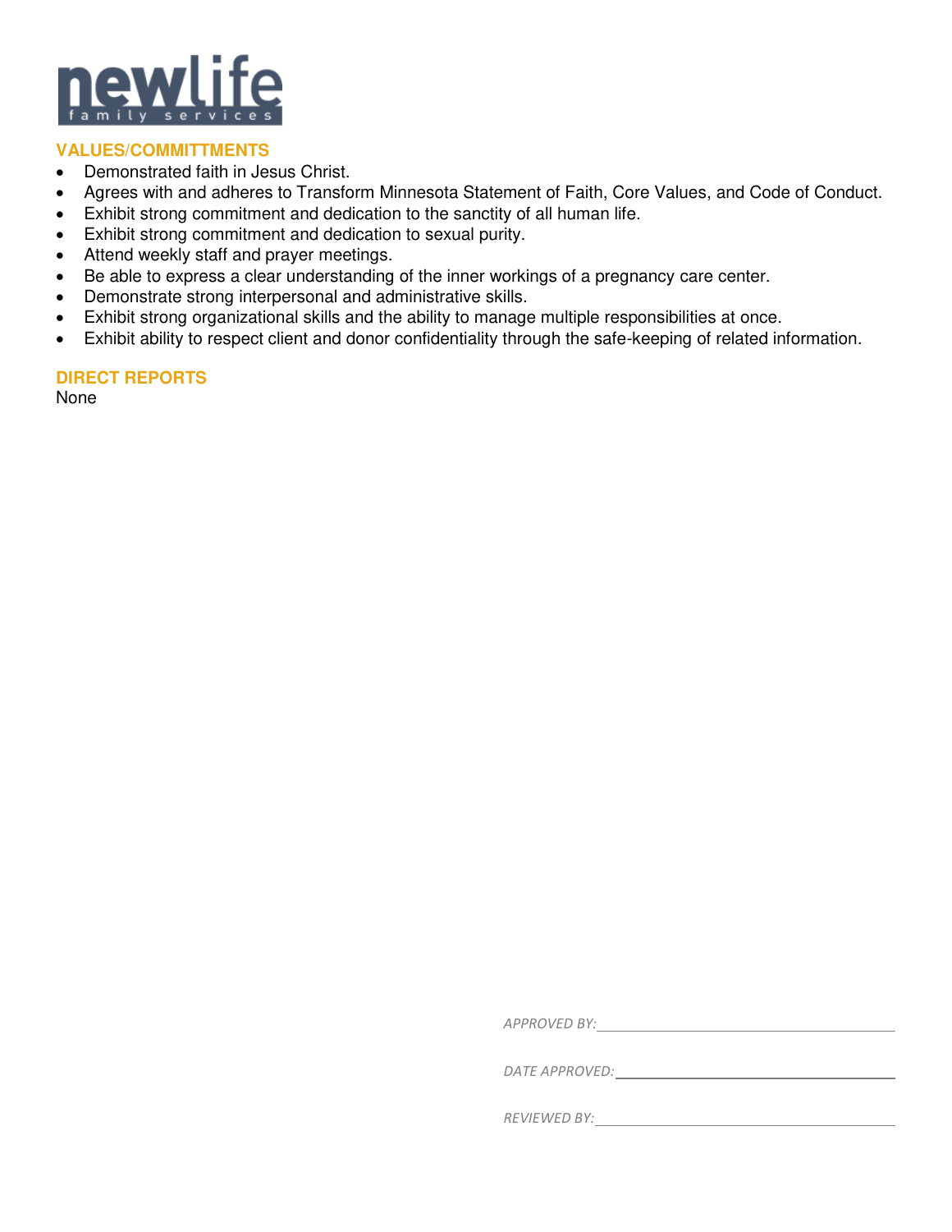newlife
family services

## VALUES/COMMITTMENTS

- Demonstrated faith in Jesus Christ.
- Agrees with and adheres to Transform Minnesota Statement of Faith, Core Values, and Code of Conduct.
- Exhibit strong commitment and dedication to the sanctity of all human life.
- Exhibit strong commitment and dedication to sexual purity.
- Attend weekly staff and prayer meetings.
- Be able to express a clear understanding of the inner workings of a pregnancy care center.
- Demonstrate strong interpersonal and administrative skills.
- Exhibit strong organizational skills and the ability to manage multiple responsibilities at once.
- Exhibit ability to respect client and donor confidentiality through the safe-keeping of related information.

## DIRECT REPORTS

None

*APPROVED BY:* ______________________

*DATE APPROVED:* ______________________

*REVIEWED BY:* ______________________